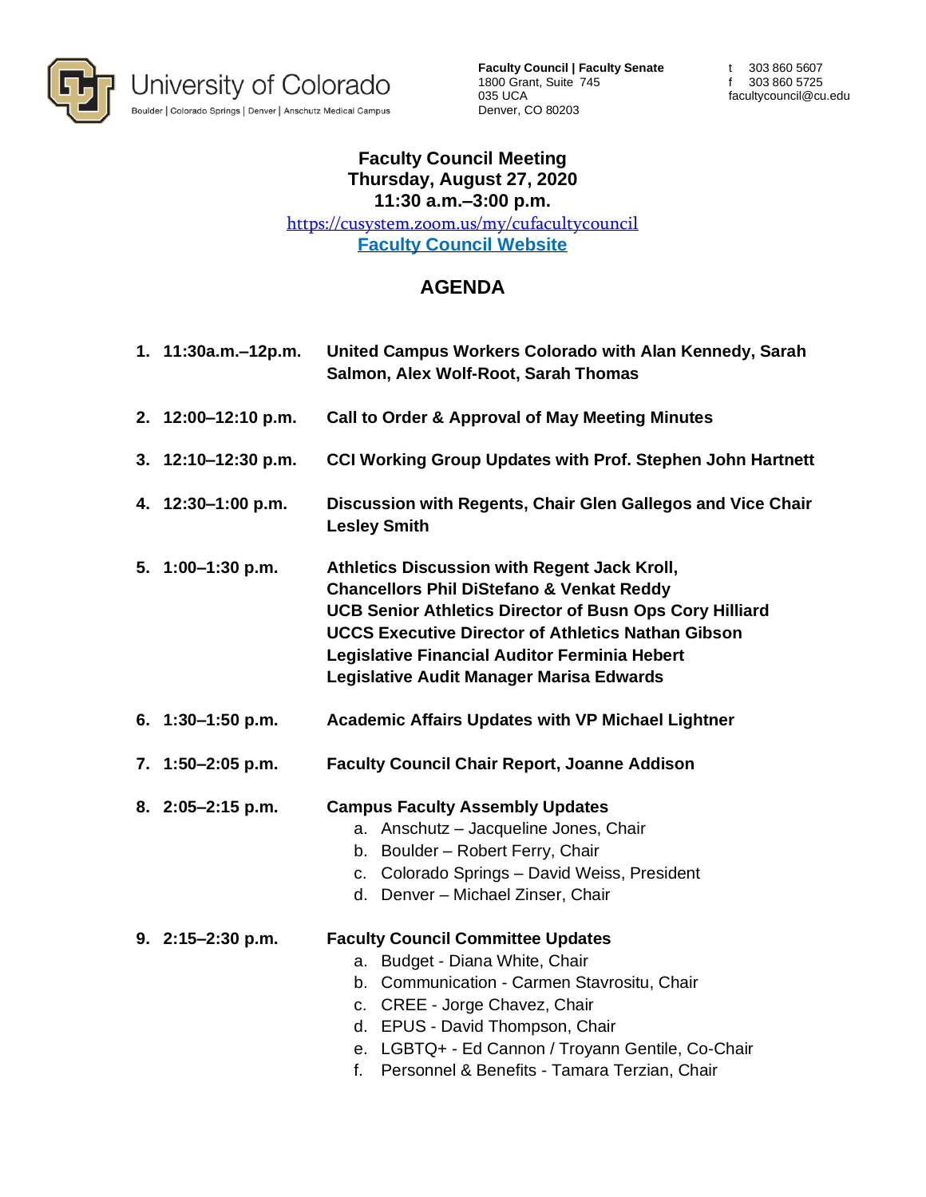University of Colorado
Boulder | Colorado Springs | Denver | Anschutz Medical Campus

**Faculty Council | Faculty Senate**
1800 Grant, Suite 745
035 UCA
Denver, CO 80203

t 303 860 5607
f 303 860 5725
facultycouncil@cu.edu

# Faculty Council Meeting
## Thursday, August 27, 2020
## 11:30 a.m.–3:00 p.m.

https://cusystem.zoom.us/my/cufacultycouncil

**Faculty Council Website**

## AGENDA

1. **11:30a.m.–12p.m.** **United Campus Workers Colorado with Alan Kennedy, Sarah Salmon, Alex Wolf-Root, Sarah Thomas**

2. **12:00–12:10 p.m.** **Call to Order & Approval of May Meeting Minutes**

3. **12:10–12:30 p.m.** **CCI Working Group Updates with Prof. Stephen John Hartnett**

4. **12:30–1:00 p.m.** **Discussion with Regents, Chair Glen Gallegos and Vice Chair Lesley Smith**

5. **1:00–1:30 p.m.** **Athletics Discussion with Regent Jack Kroll,**
   **Chancellors Phil DiStefano & Venkat Reddy**
   **UCB Senior Athletics Director of Busn Ops Cory Hilliard**
   **UCCS Executive Director of Athletics Nathan Gibson**
   **Legislative Financial Auditor Ferminia Hebert**
   **Legislative Audit Manager Marisa Edwards**

6. **1:30–1:50 p.m.** **Academic Affairs Updates with VP Michael Lightner**

7. **1:50–2:05 p.m.** **Faculty Council Chair Report, Joanne Addison**

8. **2:05–2:15 p.m.** **Campus Faculty Assembly Updates**
   a. Anschutz – Jacqueline Jones, Chair
   b. Boulder – Robert Ferry, Chair
   c. Colorado Springs – David Weiss, President
   d. Denver – Michael Zinser, Chair

9. **2:15–2:30 p.m.** **Faculty Council Committee Updates**
   a. Budget - Diana White, Chair
   b. Communication - Carmen Stavrositu, Chair
   c. CREE - Jorge Chavez, Chair
   d. EPUS - David Thompson, Chair
   e. LGBTQ+ - Ed Cannon / Troyann Gentile, Co-Chair
   f. Personnel & Benefits - Tamara Terzian, Chair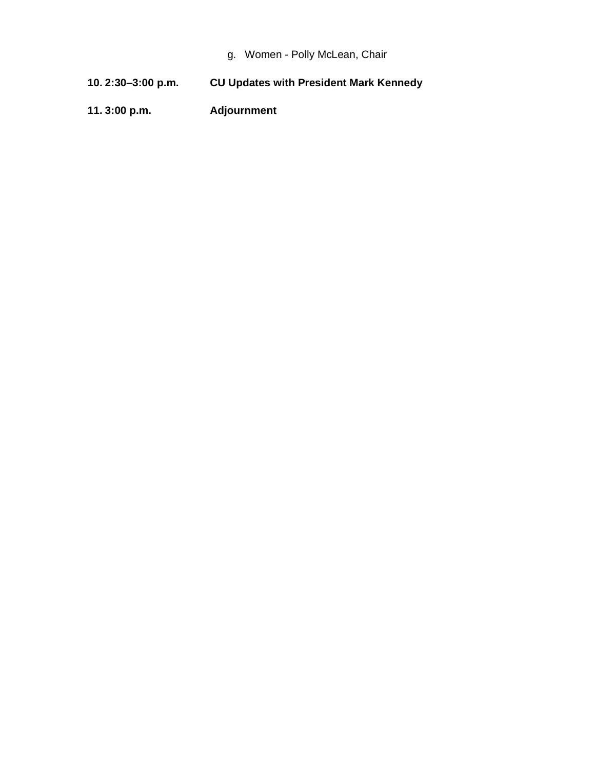g. Women - Polly McLean, Chair

**10. 2:30–3:00 p.m.** **CU Updates with President Mark Kennedy**

**11. 3:00 p.m.** **Adjournment**